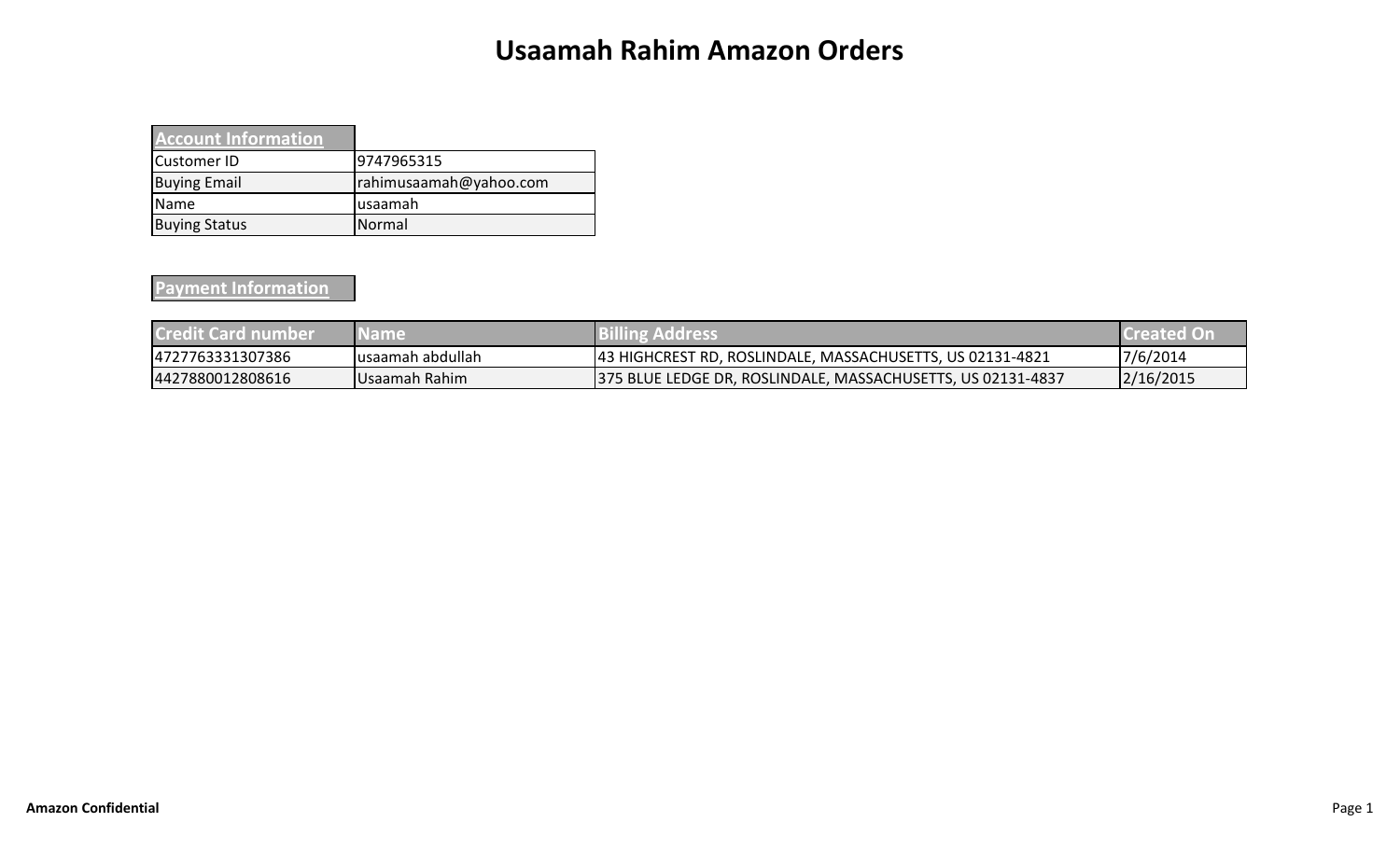# Usaamah Rahim Amazon Orders

| Account Information | |
|---|---|
| Customer ID | 9747965315 |
| Buying Email | rahimusaamah@yahoo.com |
| Name | usaamah |
| Buying Status | Normal |

## Payment Information

| Credit Card number | Name | Billing Address | Created On |
|---|---|---|---|
| 4727763331307386 | usaamah abdullah | 43 HIGHCREST RD, ROSLINDALE, MASSACHUSETTS, US 02131-4821 | 7/6/2014 |
| 4427880012808616 | Usaamah Rahim | 375 BLUE LEDGE DR, ROSLINDALE, MASSACHUSETTS, US 02131-4837 | 2/16/2015 |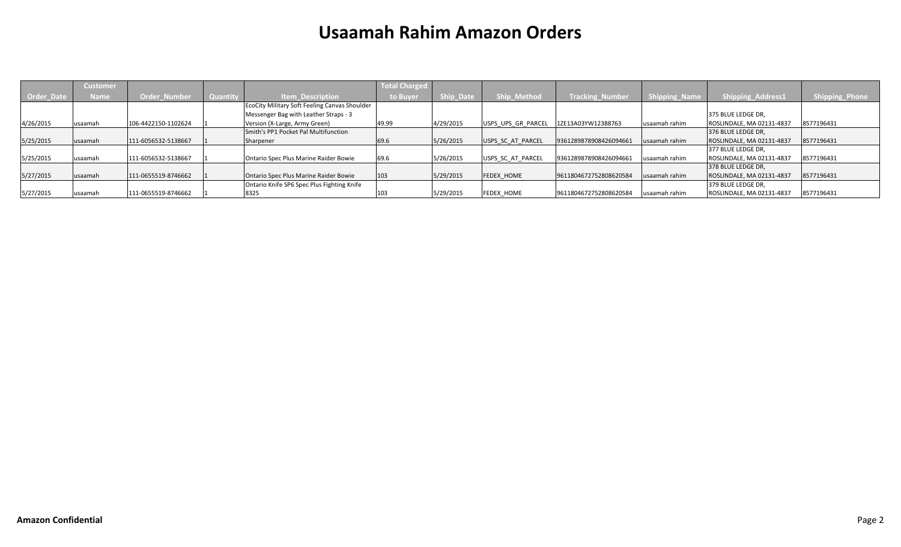# Usaamah Rahim Amazon Orders

| Order_Date | Customer Name | Order_Number | Quantity | Item_Description | Total Charged to Buyer | Ship_Date | Ship_Method | Tracking_Number | Shipping_Name | Shipping_Address1 | Shipping_Phone |
|---|---|---|---|---|---|---|---|---|---|---|---|
| 4/26/2015 | usaamah | 106-4422150-1102624 | 1 | EcoCity Military Soft Feeling Canvas Shoulder Messenger Bag with Leather Straps - 3 Version (X-Large, Army Green) | 49.99 | 4/29/2015 | USPS_UPS_GR_PARCEL | 1ZE13A03YW12388763 | usaamah rahim | 375 BLUE LEDGE DR, ROSLINDALE, MA 02131-4837 | 8577196431 |
| 5/25/2015 | usaamah | 111-6056532-5138667 | 1 | Smith's PP1 Pocket Pal Multifunction Sharpener | 69.6 | 5/26/2015 | USPS_SC_AT_PARCEL | 9361289878908426094661 | usaamah rahim | 376 BLUE LEDGE DR, ROSLINDALE, MA 02131-4837 | 8577196431 |
| 5/25/2015 | usaamah | 111-6056532-5138667 | 1 | Ontario Spec Plus Marine Raider Bowie | 69.6 | 5/26/2015 | USPS_SC_AT_PARCEL | 9361289878908426094661 | usaamah rahim | 377 BLUE LEDGE DR, ROSLINDALE, MA 02131-4837 | 8577196431 |
| 5/27/2015 | usaamah | 111-0655519-8746662 | 1 | Ontario Spec Plus Marine Raider Bowie | 103 | 5/29/2015 | FEDEX_HOME | 9611804672752808620584 | usaamah rahim | 378 BLUE LEDGE DR, ROSLINDALE, MA 02131-4837 | 8577196431 |
| 5/27/2015 | usaamah | 111-0655519-8746662 | 1 | Ontario Knife SP6 Spec Plus Fighting Knife 8325 | 103 | 5/29/2015 | FEDEX_HOME | 9611804672752808620584 | usaamah rahim | 379 BLUE LEDGE DR, ROSLINDALE, MA 02131-4837 | 8577196431 |

**Amazon Confidential**